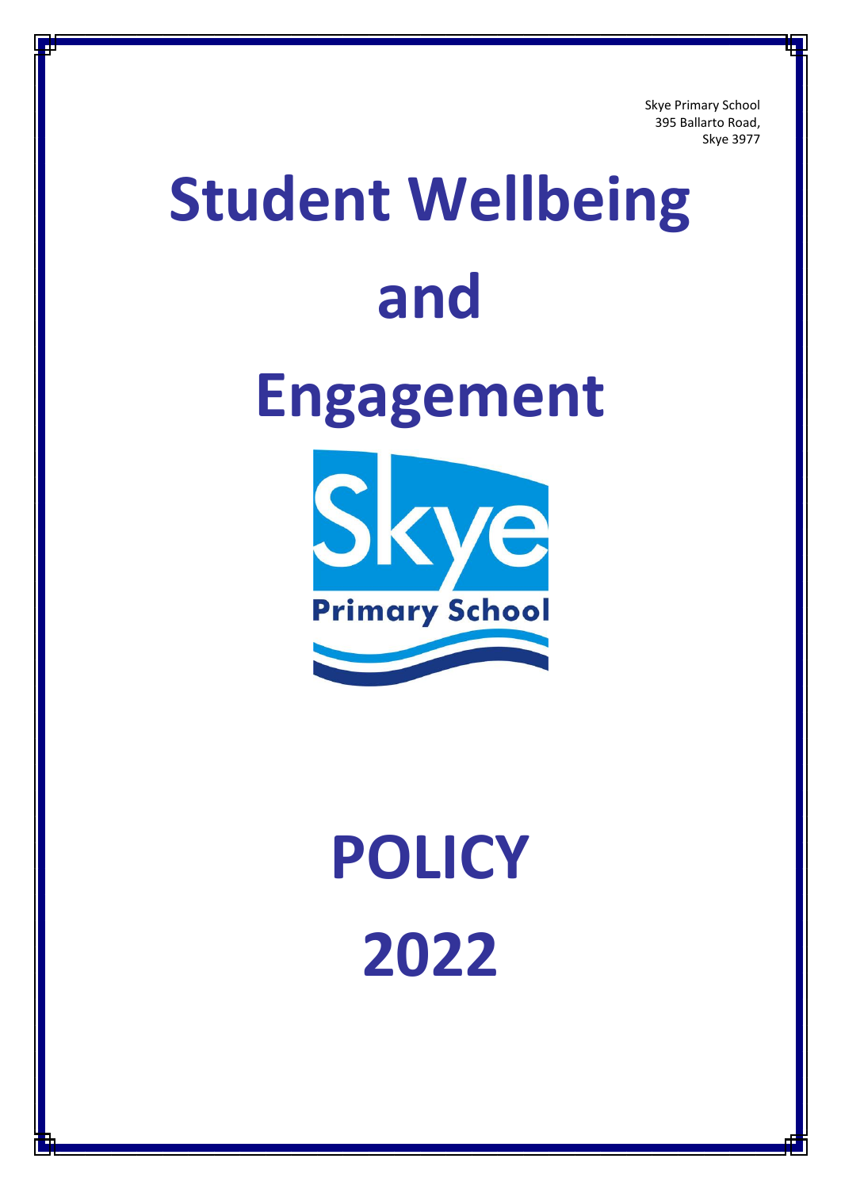Skye Primary School
395 Ballarto Road,
Skye 3977

# Student Wellbeing and Engagement

Skye
Primary School

# POLICY 2022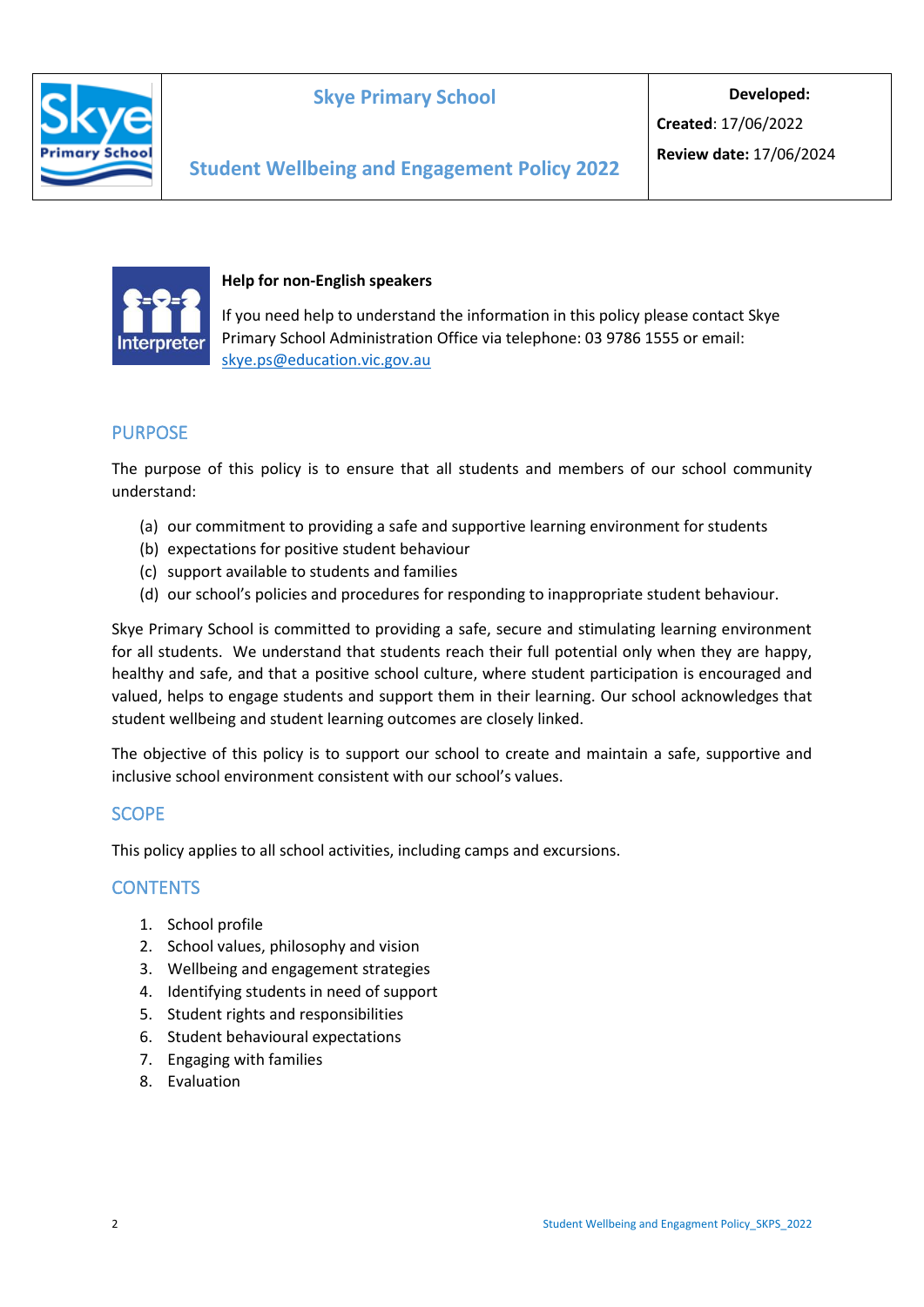| | Skye Primary School<br><br>**Student Wellbeing and Engagement Policy 2022** | **Developed:**<br>**Created**: 17/06/2022<br>**Review date:** 17/06/2024 |
|---|---|---|

**Help for non-English speakers**

If you need help to understand the information in this policy please contact Skye Primary School Administration Office via telephone: 03 9786 1555 or email: skye.ps@education.vic.gov.au

## PURPOSE

The purpose of this policy is to ensure that all students and members of our school community understand:

(a) our commitment to providing a safe and supportive learning environment for students
(b) expectations for positive student behaviour
(c) support available to students and families
(d) our school's policies and procedures for responding to inappropriate student behaviour.

Skye Primary School is committed to providing a safe, secure and stimulating learning environment for all students. We understand that students reach their full potential only when they are happy, healthy and safe, and that a positive school culture, where student participation is encouraged and valued, helps to engage students and support them in their learning. Our school acknowledges that student wellbeing and student learning outcomes are closely linked.

The objective of this policy is to support our school to create and maintain a safe, supportive and inclusive school environment consistent with our school's values.

## SCOPE

This policy applies to all school activities, including camps and excursions.

## CONTENTS

1. School profile
2. School values, philosophy and vision
3. Wellbeing and engagement strategies
4. Identifying students in need of support
5. Student rights and responsibilities
6. Student behavioural expectations
7. Engaging with families
8. Evaluation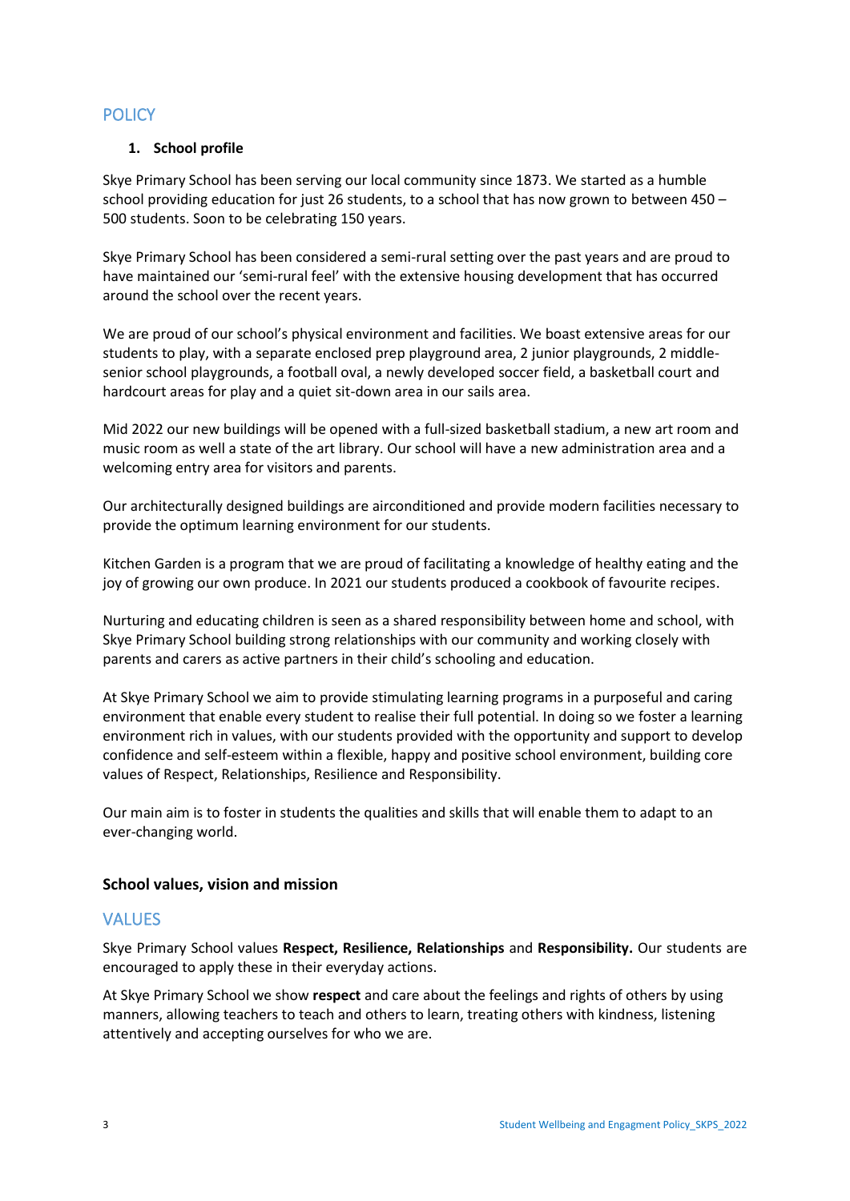## POLICY

### 1. School profile

Skye Primary School has been serving our local community since 1873. We started as a humble school providing education for just 26 students, to a school that has now grown to between 450 – 500 students. Soon to be celebrating 150 years.

Skye Primary School has been considered a semi-rural setting over the past years and are proud to have maintained our 'semi-rural feel' with the extensive housing development that has occurred around the school over the recent years.

We are proud of our school's physical environment and facilities. We boast extensive areas for our students to play, with a separate enclosed prep playground area, 2 junior playgrounds, 2 middle-senior school playgrounds, a football oval, a newly developed soccer field, a basketball court and hardcourt areas for play and a quiet sit-down area in our sails area.

Mid 2022 our new buildings will be opened with a full-sized basketball stadium, a new art room and music room as well a state of the art library. Our school will have a new administration area and a welcoming entry area for visitors and parents.

Our architecturally designed buildings are airconditioned and provide modern facilities necessary to provide the optimum learning environment for our students.

Kitchen Garden is a program that we are proud of facilitating a knowledge of healthy eating and the joy of growing our own produce. In 2021 our students produced a cookbook of favourite recipes.

Nurturing and educating children is seen as a shared responsibility between home and school, with Skye Primary School building strong relationships with our community and working closely with parents and carers as active partners in their child's schooling and education.

At Skye Primary School we aim to provide stimulating learning programs in a purposeful and caring environment that enable every student to realise their full potential. In doing so we foster a learning environment rich in values, with our students provided with the opportunity and support to develop confidence and self-esteem within a flexible, happy and positive school environment, building core values of Respect, Relationships, Resilience and Responsibility.

Our main aim is to foster in students the qualities and skills that will enable them to adapt to an ever-changing world.

### School values, vision and mission

## VALUES

Skye Primary School values **Respect, Resilience, Relationships** and **Responsibility.** Our students are encouraged to apply these in their everyday actions.

At Skye Primary School we show **respect** and care about the feelings and rights of others by using manners, allowing teachers to teach and others to learn, treating others with kindness, listening attentively and accepting ourselves for who we are.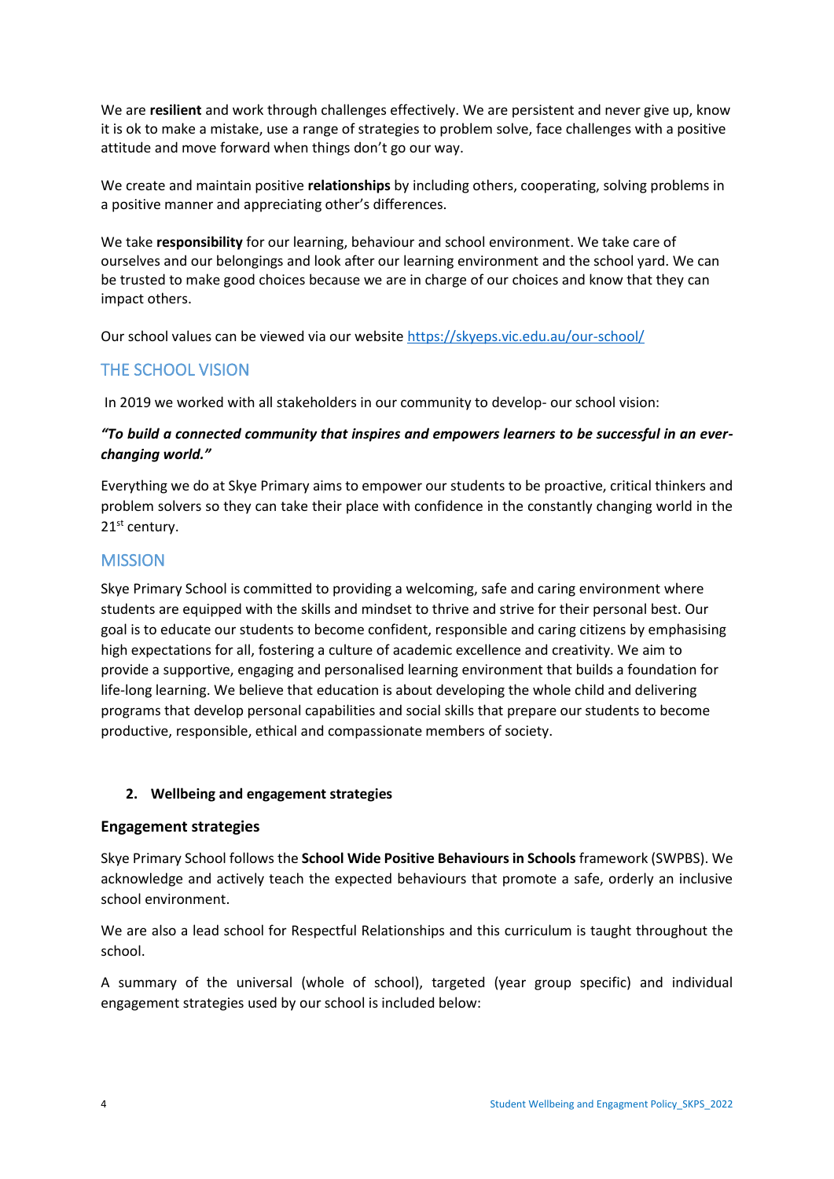We are **resilient** and work through challenges effectively. We are persistent and never give up, know it is ok to make a mistake, use a range of strategies to problem solve, face challenges with a positive attitude and move forward when things don't go our way.

We create and maintain positive **relationships** by including others, cooperating, solving problems in a positive manner and appreciating other's differences.

We take **responsibility** for our learning, behaviour and school environment. We take care of ourselves and our belongings and look after our learning environment and the school yard. We can be trusted to make good choices because we are in charge of our choices and know that they can impact others.

Our school values can be viewed via our website https://skyeps.vic.edu.au/our-school/

## THE SCHOOL VISION

In 2019 we worked with all stakeholders in our community to develop- our school vision:

***"To build a connected community that inspires and empowers learners to be successful in an ever-changing world."***

Everything we do at Skye Primary aims to empower our students to be proactive, critical thinkers and problem solvers so they can take their place with confidence in the constantly changing world in the 21st century.

## MISSION

Skye Primary School is committed to providing a welcoming, safe and caring environment where students are equipped with the skills and mindset to thrive and strive for their personal best. Our goal is to educate our students to become confident, responsible and caring citizens by emphasising high expectations for all, fostering a culture of academic excellence and creativity. We aim to provide a supportive, engaging and personalised learning environment that builds a foundation for life-long learning. We believe that education is about developing the whole child and delivering programs that develop personal capabilities and social skills that prepare our students to become productive, responsible, ethical and compassionate members of society.

**2. Wellbeing and engagement strategies**

### Engagement strategies

Skye Primary School follows the **School Wide Positive Behaviours in Schools** framework (SWPBS). We acknowledge and actively teach the expected behaviours that promote a safe, orderly an inclusive school environment.

We are also a lead school for Respectful Relationships and this curriculum is taught throughout the school.

A summary of the universal (whole of school), targeted (year group specific) and individual engagement strategies used by our school is included below: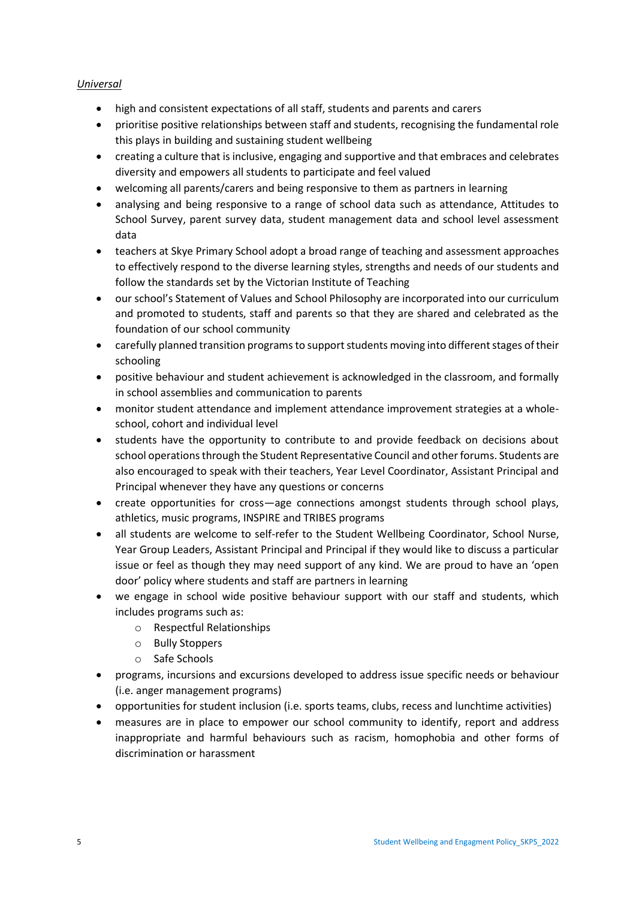*Universal*

- high and consistent expectations of all staff, students and parents and carers
- prioritise positive relationships between staff and students, recognising the fundamental role this plays in building and sustaining student wellbeing
- creating a culture that is inclusive, engaging and supportive and that embraces and celebrates diversity and empowers all students to participate and feel valued
- welcoming all parents/carers and being responsive to them as partners in learning
- analysing and being responsive to a range of school data such as attendance, Attitudes to School Survey, parent survey data, student management data and school level assessment data
- teachers at Skye Primary School adopt a broad range of teaching and assessment approaches to effectively respond to the diverse learning styles, strengths and needs of our students and follow the standards set by the Victorian Institute of Teaching
- our school's Statement of Values and School Philosophy are incorporated into our curriculum and promoted to students, staff and parents so that they are shared and celebrated as the foundation of our school community
- carefully planned transition programs to support students moving into different stages of their schooling
- positive behaviour and student achievement is acknowledged in the classroom, and formally in school assemblies and communication to parents
- monitor student attendance and implement attendance improvement strategies at a whole-school, cohort and individual level
- students have the opportunity to contribute to and provide feedback on decisions about school operations through the Student Representative Council and other forums. Students are also encouraged to speak with their teachers, Year Level Coordinator, Assistant Principal and Principal whenever they have any questions or concerns
- create opportunities for cross—age connections amongst students through school plays, athletics, music programs, INSPIRE and TRIBES programs
- all students are welcome to self-refer to the Student Wellbeing Coordinator, School Nurse, Year Group Leaders, Assistant Principal and Principal if they would like to discuss a particular issue or feel as though they may need support of any kind. We are proud to have an 'open door' policy where students and staff are partners in learning
- we engage in school wide positive behaviour support with our staff and students, which includes programs such as:
  - Respectful Relationships
  - Bully Stoppers
  - Safe Schools
- programs, incursions and excursions developed to address issue specific needs or behaviour (i.e. anger management programs)
- opportunities for student inclusion (i.e. sports teams, clubs, recess and lunchtime activities)
- measures are in place to empower our school community to identify, report and address inappropriate and harmful behaviours such as racism, homophobia and other forms of discrimination or harassment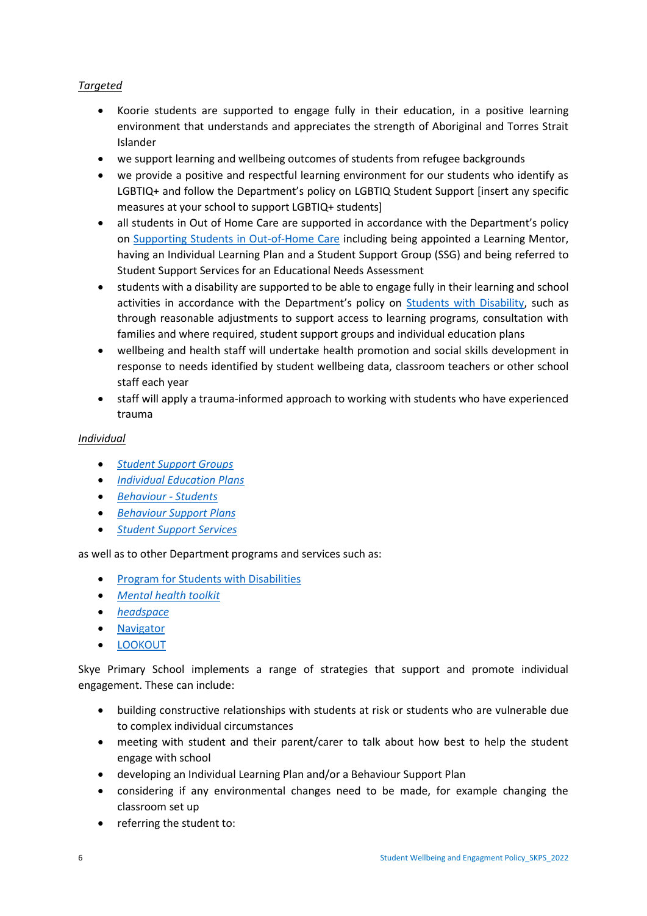*Targeted*

- Koorie students are supported to engage fully in their education, in a positive learning environment that understands and appreciates the strength of Aboriginal and Torres Strait Islander
- we support learning and wellbeing outcomes of students from refugee backgrounds
- we provide a positive and respectful learning environment for our students who identify as LGBTIQ+ and follow the Department's policy on LGBTIQ Student Support [insert any specific measures at your school to support LGBTIQ+ students]
- all students in Out of Home Care are supported in accordance with the Department's policy on [Supporting Students in Out-of-Home Care]() including being appointed a Learning Mentor, having an Individual Learning Plan and a Student Support Group (SSG) and being referred to Student Support Services for an Educational Needs Assessment
- students with a disability are supported to be able to engage fully in their learning and school activities in accordance with the Department's policy on [Students with Disability](), such as through reasonable adjustments to support access to learning programs, consultation with families and where required, student support groups and individual education plans
- wellbeing and health staff will undertake health promotion and social skills development in response to needs identified by student wellbeing data, classroom teachers or other school staff each year
- staff will apply a trauma-informed approach to working with students who have experienced trauma

*Individual*

- *[Student Support Groups]()*
- *[Individual Education Plans]()*
- *[Behaviour - Students]()*
- *[Behaviour Support Plans]()*
- *[Student Support Services]()*

as well as to other Department programs and services such as:

- [Program for Students with Disabilities]()
- *[Mental health toolkit]()*
- *[headspace]()*
- [Navigator]()
- [LOOKOUT]()

Skye Primary School implements a range of strategies that support and promote individual engagement. These can include:

- building constructive relationships with students at risk or students who are vulnerable due to complex individual circumstances
- meeting with student and their parent/carer to talk about how best to help the student engage with school
- developing an Individual Learning Plan and/or a Behaviour Support Plan
- considering if any environmental changes need to be made, for example changing the classroom set up
- referring the student to: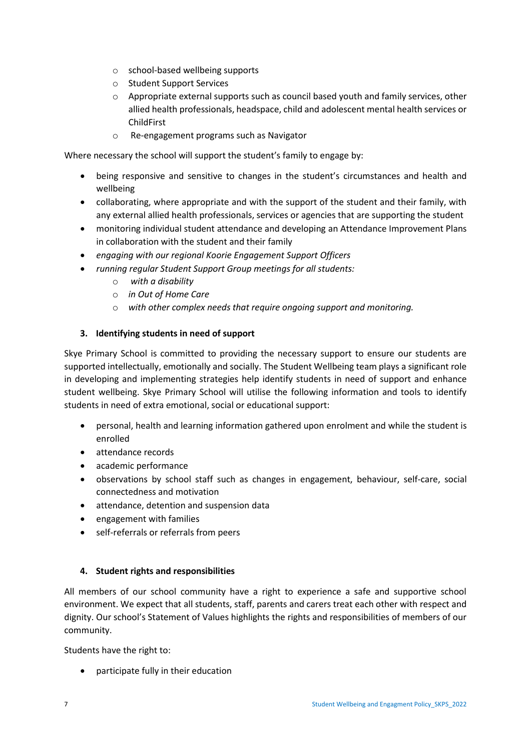- school-based wellbeing supports
  - Student Support Services
  - Appropriate external supports such as council based youth and family services, other allied health professionals, headspace, child and adolescent mental health services or ChildFirst
  - Re-engagement programs such as Navigator

Where necessary the school will support the student's family to engage by:

- being responsive and sensitive to changes in the student's circumstances and health and wellbeing
- collaborating, where appropriate and with the support of the student and their family, with any external allied health professionals, services or agencies that are supporting the student
- monitoring individual student attendance and developing an Attendance Improvement Plans in collaboration with the student and their family
- *engaging with our regional Koorie Engagement Support Officers*
- *running regular Student Support Group meetings for all students:*
  - *with a disability*
  - *in Out of Home Care*
  - *with other complex needs that require ongoing support and monitoring.*

## 3. Identifying students in need of support

Skye Primary School is committed to providing the necessary support to ensure our students are supported intellectually, emotionally and socially. The Student Wellbeing team plays a significant role in developing and implementing strategies help identify students in need of support and enhance student wellbeing. Skye Primary School will utilise the following information and tools to identify students in need of extra emotional, social or educational support:

- personal, health and learning information gathered upon enrolment and while the student is enrolled
- attendance records
- academic performance
- observations by school staff such as changes in engagement, behaviour, self-care, social connectedness and motivation
- attendance, detention and suspension data
- engagement with families
- self-referrals or referrals from peers

## 4. Student rights and responsibilities

All members of our school community have a right to experience a safe and supportive school environment. We expect that all students, staff, parents and carers treat each other with respect and dignity. Our school's Statement of Values highlights the rights and responsibilities of members of our community.

Students have the right to:

- participate fully in their education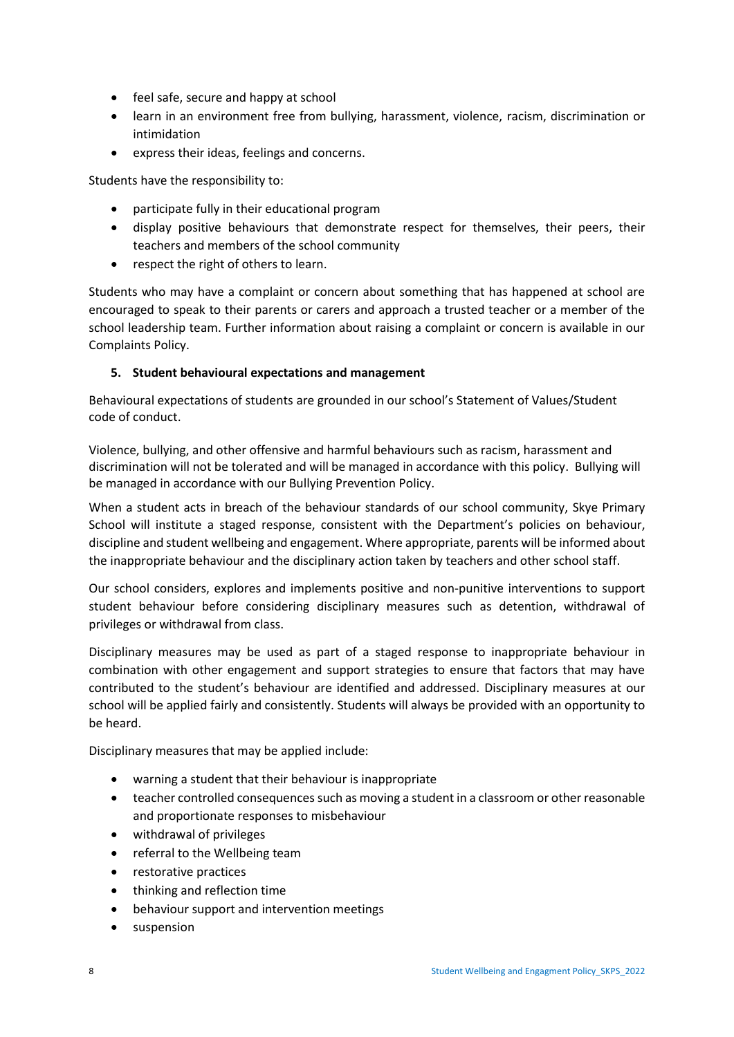- feel safe, secure and happy at school
- learn in an environment free from bullying, harassment, violence, racism, discrimination or intimidation
- express their ideas, feelings and concerns.

Students have the responsibility to:

- participate fully in their educational program
- display positive behaviours that demonstrate respect for themselves, their peers, their teachers and members of the school community
- respect the right of others to learn.

Students who may have a complaint or concern about something that has happened at school are encouraged to speak to their parents or carers and approach a trusted teacher or a member of the school leadership team. Further information about raising a complaint or concern is available in our Complaints Policy.

## 5. Student behavioural expectations and management

Behavioural expectations of students are grounded in our school's Statement of Values/Student code of conduct.

Violence, bullying, and other offensive and harmful behaviours such as racism, harassment and discrimination will not be tolerated and will be managed in accordance with this policy. Bullying will be managed in accordance with our Bullying Prevention Policy.

When a student acts in breach of the behaviour standards of our school community, Skye Primary School will institute a staged response, consistent with the Department's policies on behaviour, discipline and student wellbeing and engagement. Where appropriate, parents will be informed about the inappropriate behaviour and the disciplinary action taken by teachers and other school staff.

Our school considers, explores and implements positive and non-punitive interventions to support student behaviour before considering disciplinary measures such as detention, withdrawal of privileges or withdrawal from class.

Disciplinary measures may be used as part of a staged response to inappropriate behaviour in combination with other engagement and support strategies to ensure that factors that may have contributed to the student's behaviour are identified and addressed. Disciplinary measures at our school will be applied fairly and consistently. Students will always be provided with an opportunity to be heard.

Disciplinary measures that may be applied include:

- warning a student that their behaviour is inappropriate
- teacher controlled consequences such as moving a student in a classroom or other reasonable and proportionate responses to misbehaviour
- withdrawal of privileges
- referral to the Wellbeing team
- restorative practices
- thinking and reflection time
- behaviour support and intervention meetings
- suspension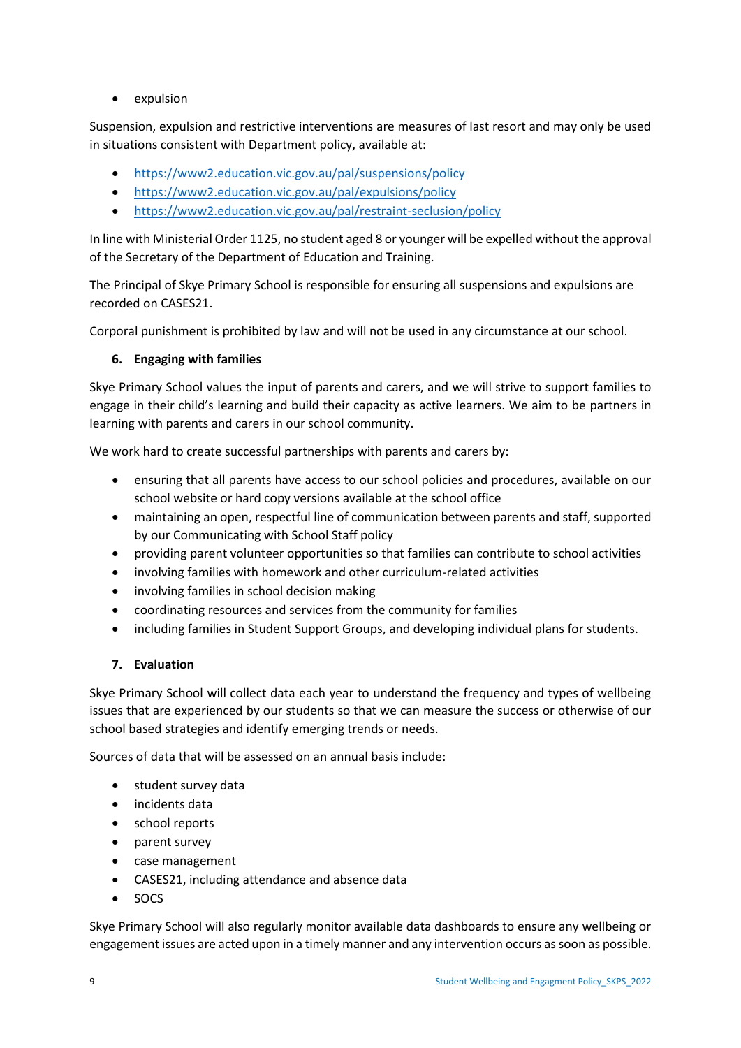- expulsion

Suspension, expulsion and restrictive interventions are measures of last resort and may only be used in situations consistent with Department policy, available at:

- https://www2.education.vic.gov.au/pal/suspensions/policy
- https://www2.education.vic.gov.au/pal/expulsions/policy
- https://www2.education.vic.gov.au/pal/restraint-seclusion/policy

In line with Ministerial Order 1125, no student aged 8 or younger will be expelled without the approval of the Secretary of the Department of Education and Training.

The Principal of Skye Primary School is responsible for ensuring all suspensions and expulsions are recorded on CASES21.

Corporal punishment is prohibited by law and will not be used in any circumstance at our school.

## 6. Engaging with families

Skye Primary School values the input of parents and carers, and we will strive to support families to engage in their child's learning and build their capacity as active learners. We aim to be partners in learning with parents and carers in our school community.

We work hard to create successful partnerships with parents and carers by:

- ensuring that all parents have access to our school policies and procedures, available on our school website or hard copy versions available at the school office
- maintaining an open, respectful line of communication between parents and staff, supported by our Communicating with School Staff policy
- providing parent volunteer opportunities so that families can contribute to school activities
- involving families with homework and other curriculum-related activities
- involving families in school decision making
- coordinating resources and services from the community for families
- including families in Student Support Groups, and developing individual plans for students.

## 7. Evaluation

Skye Primary School will collect data each year to understand the frequency and types of wellbeing issues that are experienced by our students so that we can measure the success or otherwise of our school based strategies and identify emerging trends or needs.

Sources of data that will be assessed on an annual basis include:

- student survey data
- incidents data
- school reports
- parent survey
- case management
- CASES21, including attendance and absence data
- SOCS

Skye Primary School will also regularly monitor available data dashboards to ensure any wellbeing or engagement issues are acted upon in a timely manner and any intervention occurs as soon as possible.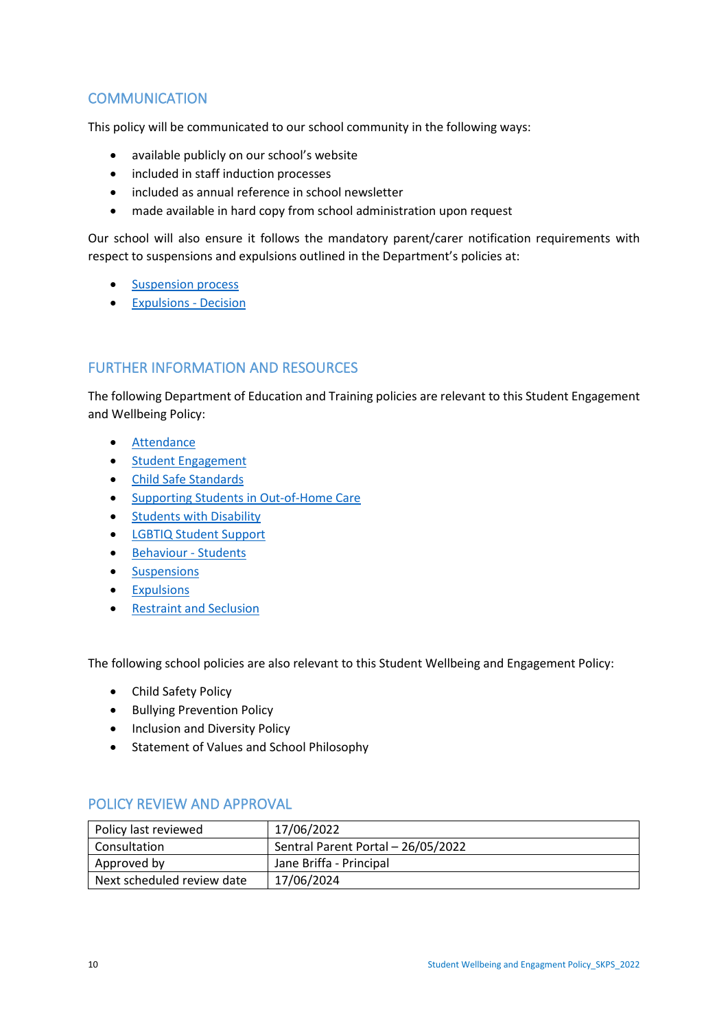## COMMUNICATION

This policy will be communicated to our school community in the following ways:

- available publicly on our school's website
- included in staff induction processes
- included as annual reference in school newsletter
- made available in hard copy from school administration upon request

Our school will also ensure it follows the mandatory parent/carer notification requirements with respect to suspensions and expulsions outlined in the Department's policies at:

- Suspension process
- Expulsions - Decision

## FURTHER INFORMATION AND RESOURCES

The following Department of Education and Training policies are relevant to this Student Engagement and Wellbeing Policy:

- Attendance
- Student Engagement
- Child Safe Standards
- Supporting Students in Out-of-Home Care
- Students with Disability
- LGBTIQ Student Support
- Behaviour - Students
- Suspensions
- Expulsions
- Restraint and Seclusion

The following school policies are also relevant to this Student Wellbeing and Engagement Policy:

- Child Safety Policy
- Bullying Prevention Policy
- Inclusion and Diversity Policy
- Statement of Values and School Philosophy

## POLICY REVIEW AND APPROVAL

| | |
|---|---|
| Policy last reviewed | 17/06/2022 |
| Consultation | Sentral Parent Portal – 26/05/2022 |
| Approved by | Jane Briffa - Principal |
| Next scheduled review date | 17/06/2024 |